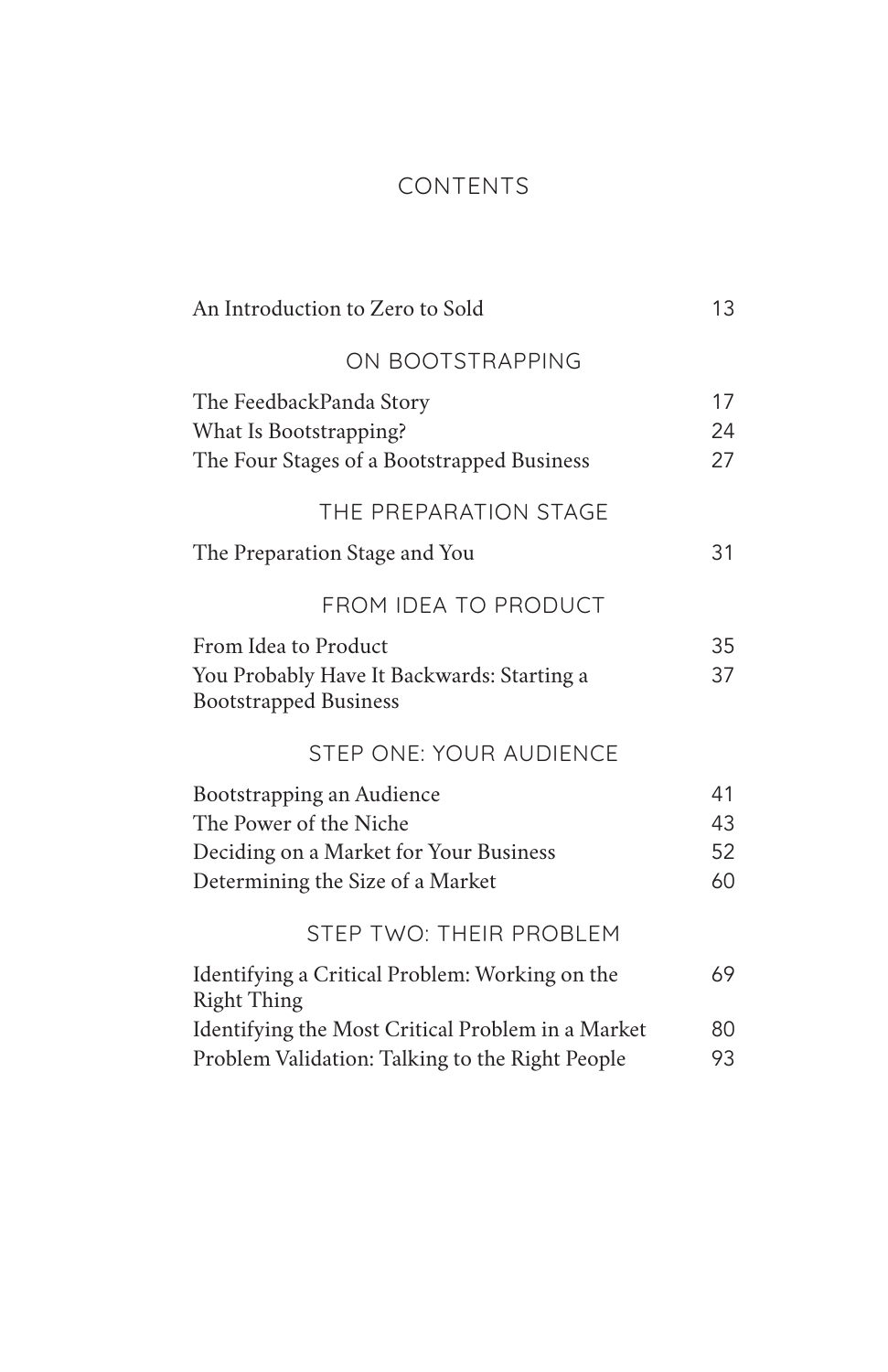# CONTENTS

An Introduction to Zero to Sold 13

## ON BOOTSTRAPPING

The FeedbackPanda Story 17
What Is Bootstrapping? 24
The Four Stages of a Bootstrapped Business 27

## THE PREPARATION STAGE

The Preparation Stage and You 31

## FROM IDEA TO PRODUCT

From Idea to Product 35
You Probably Have It Backwards: Starting a Bootstrapped Business 37

## STEP ONE: YOUR AUDIENCE

Bootstrapping an Audience 41
The Power of the Niche 43
Deciding on a Market for Your Business 52
Determining the Size of a Market 60

## STEP TWO: THEIR PROBLEM

Identifying a Critical Problem: Working on the Right Thing 69
Identifying the Most Critical Problem in a Market 80
Problem Validation: Talking to the Right People 93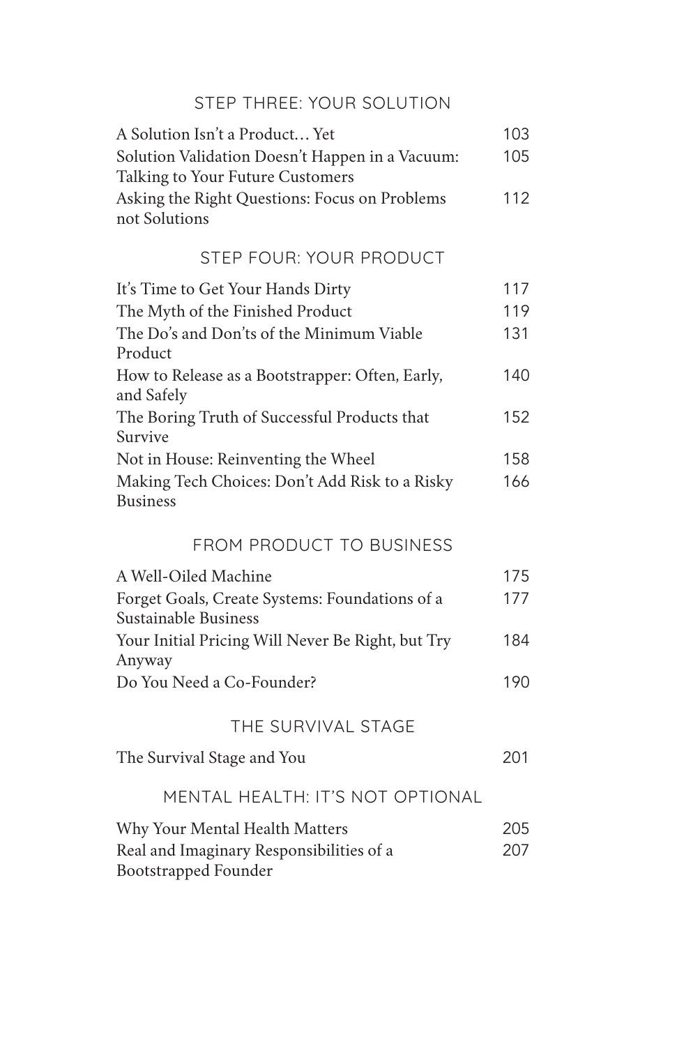## STEP THREE: YOUR SOLUTION

| | |
|---|---|
| A Solution Isn't a Product… Yet | 103 |
| Solution Validation Doesn't Happen in a Vacuum: Talking to Your Future Customers | 105 |
| Asking the Right Questions: Focus on Problems not Solutions | 112 |

## STEP FOUR: YOUR PRODUCT

| | |
|---|---|
| It's Time to Get Your Hands Dirty | 117 |
| The Myth of the Finished Product | 119 |
| The Do's and Don'ts of the Minimum Viable Product | 131 |
| How to Release as a Bootstrapper: Often, Early, and Safely | 140 |
| The Boring Truth of Successful Products that Survive | 152 |
| Not in House: Reinventing the Wheel | 158 |
| Making Tech Choices: Don't Add Risk to a Risky Business | 166 |

## FROM PRODUCT TO BUSINESS

| | |
|---|---|
| A Well-Oiled Machine | 175 |
| Forget Goals, Create Systems: Foundations of a Sustainable Business | 177 |
| Your Initial Pricing Will Never Be Right, but Try Anyway | 184 |
| Do You Need a Co-Founder? | 190 |

## THE SURVIVAL STAGE

| | |
|---|---|
| The Survival Stage and You | 201 |

## MENTAL HEALTH: IT'S NOT OPTIONAL

| | |
|---|---|
| Why Your Mental Health Matters | 205 |
| Real and Imaginary Responsibilities of a Bootstrapped Founder | 207 |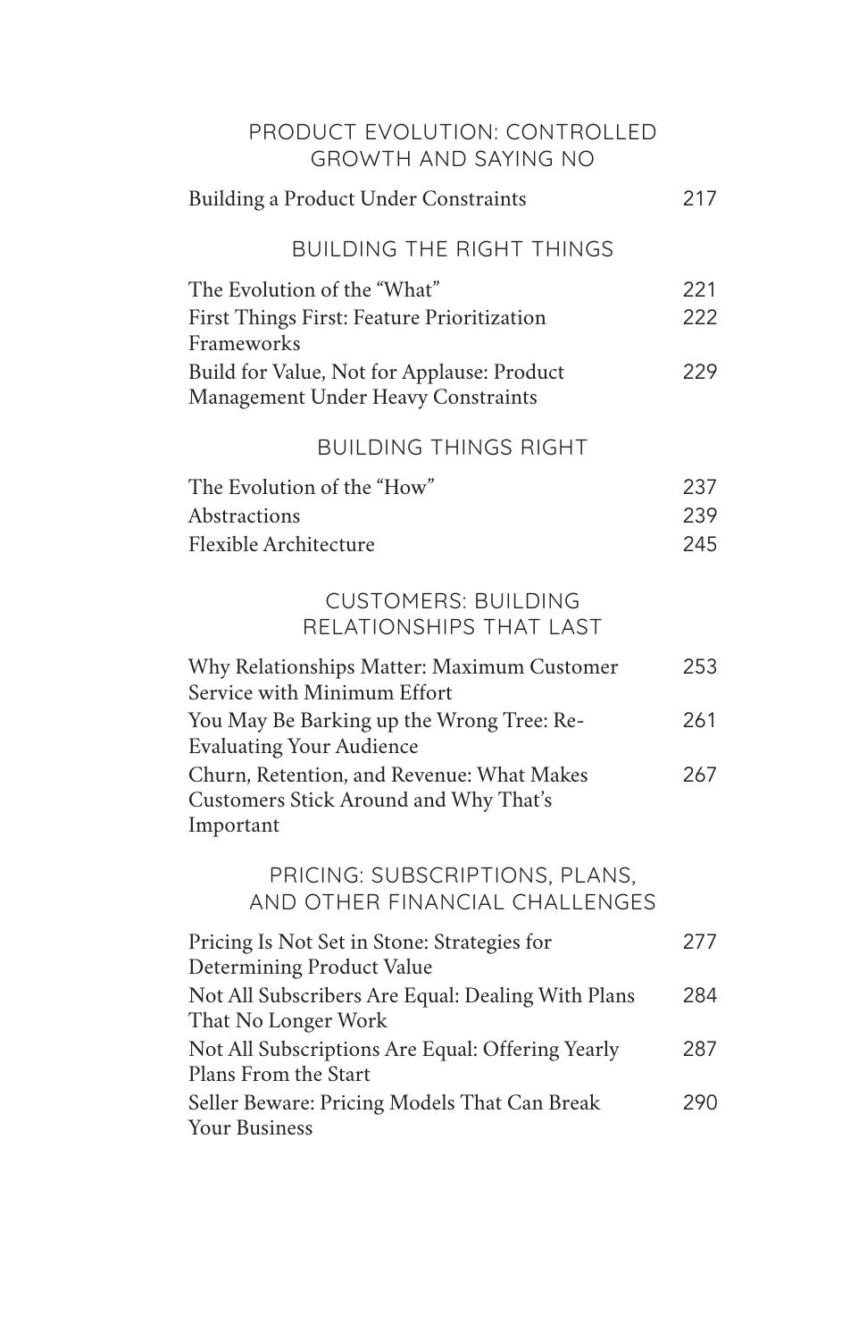## PRODUCT EVOLUTION: CONTROLLED GROWTH AND SAYING NO

Building a Product Under Constraints 217

### BUILDING THE RIGHT THINGS

The Evolution of the "What" 221

First Things First: Feature Prioritization Frameworks 222

Build for Value, Not for Applause: Product Management Under Heavy Constraints 229

### BUILDING THINGS RIGHT

The Evolution of the "How" 237

Abstractions 239

Flexible Architecture 245

## CUSTOMERS: BUILDING RELATIONSHIPS THAT LAST

Why Relationships Matter: Maximum Customer Service with Minimum Effort 253

You May Be Barking up the Wrong Tree: Re-Evaluating Your Audience 261

Churn, Retention, and Revenue: What Makes Customers Stick Around and Why That's Important 267

## PRICING: SUBSCRIPTIONS, PLANS, AND OTHER FINANCIAL CHALLENGES

Pricing Is Not Set in Stone: Strategies for Determining Product Value 277

Not All Subscribers Are Equal: Dealing With Plans That No Longer Work 284

Not All Subscriptions Are Equal: Offering Yearly Plans From the Start 287

Seller Beware: Pricing Models That Can Break Your Business 290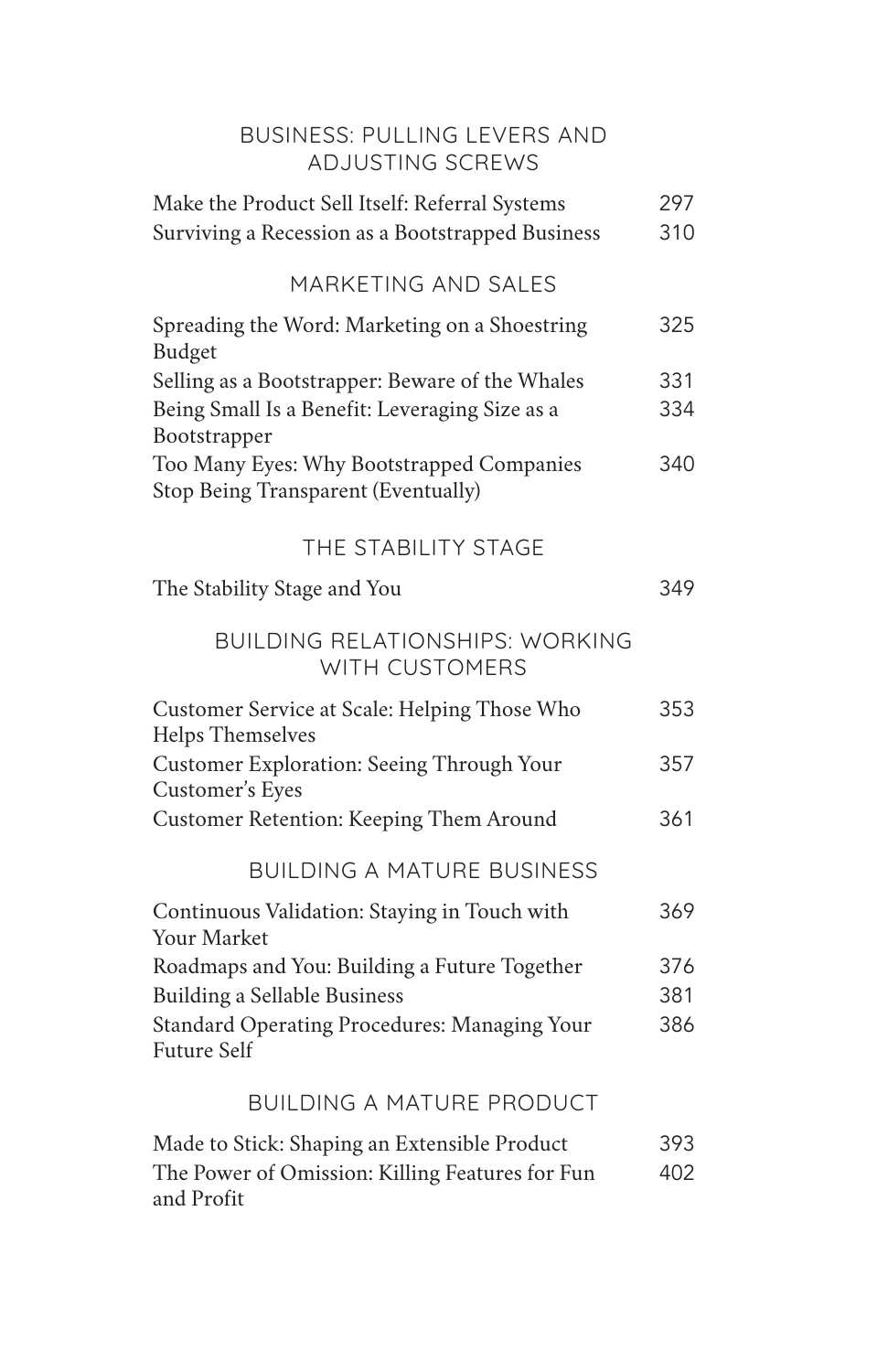## BUSINESS: PULLING LEVERS AND ADJUSTING SCREWS

| | |
|---|---|
| Make the Product Sell Itself: Referral Systems | 297 |
| Surviving a Recession as a Bootstrapped Business | 310 |

## MARKETING AND SALES

| | |
|---|---|
| Spreading the Word: Marketing on a Shoestring Budget | 325 |
| Selling as a Bootstrapper: Beware of the Whales | 331 |
| Being Small Is a Benefit: Leveraging Size as a Bootstrapper | 334 |
| Too Many Eyes: Why Bootstrapped Companies Stop Being Transparent (Eventually) | 340 |

## THE STABILITY STAGE

| | |
|---|---|
| The Stability Stage and You | 349 |

## BUILDING RELATIONSHIPS: WORKING WITH CUSTOMERS

| | |
|---|---|
| Customer Service at Scale: Helping Those Who Helps Themselves | 353 |
| Customer Exploration: Seeing Through Your Customer's Eyes | 357 |
| Customer Retention: Keeping Them Around | 361 |

## BUILDING A MATURE BUSINESS

| | |
|---|---|
| Continuous Validation: Staying in Touch with Your Market | 369 |
| Roadmaps and You: Building a Future Together | 376 |
| Building a Sellable Business | 381 |
| Standard Operating Procedures: Managing Your Future Self | 386 |

## BUILDING A MATURE PRODUCT

| | |
|---|---|
| Made to Stick: Shaping an Extensible Product | 393 |
| The Power of Omission: Killing Features for Fun and Profit | 402 |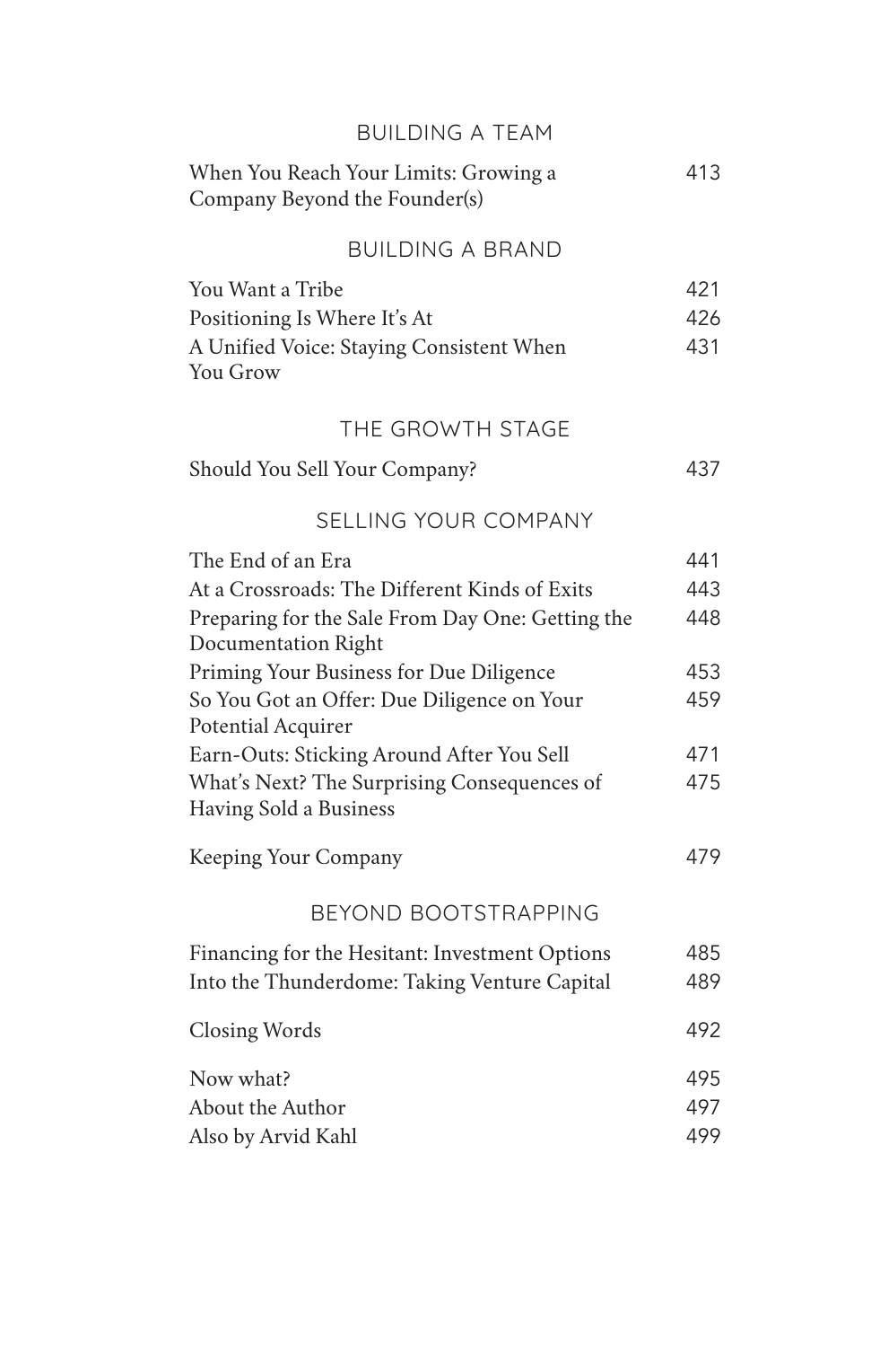## BUILDING A TEAM

| | |
|---|---|
| When You Reach Your Limits: Growing a Company Beyond the Founder(s) | 413 |

## BUILDING A BRAND

| | |
|---|---|
| You Want a Tribe | 421 |
| Positioning Is Where It's At | 426 |
| A Unified Voice: Staying Consistent When You Grow | 431 |

## THE GROWTH STAGE

| | |
|---|---|
| Should You Sell Your Company? | 437 |

## SELLING YOUR COMPANY

| | |
|---|---|
| The End of an Era | 441 |
| At a Crossroads: The Different Kinds of Exits | 443 |
| Preparing for the Sale From Day One: Getting the Documentation Right | 448 |
| Priming Your Business for Due Diligence | 453 |
| So You Got an Offer: Due Diligence on Your Potential Acquirer | 459 |
| Earn-Outs: Sticking Around After You Sell | 471 |
| What's Next? The Surprising Consequences of Having Sold a Business | 475 |
| Keeping Your Company | 479 |

## BEYOND BOOTSTRAPPING

| | |
|---|---|
| Financing for the Hesitant: Investment Options | 485 |
| Into the Thunderdome: Taking Venture Capital | 489 |
| Closing Words | 492 |
| Now what? | 495 |
| About the Author | 497 |
| Also by Arvid Kahl | 499 |